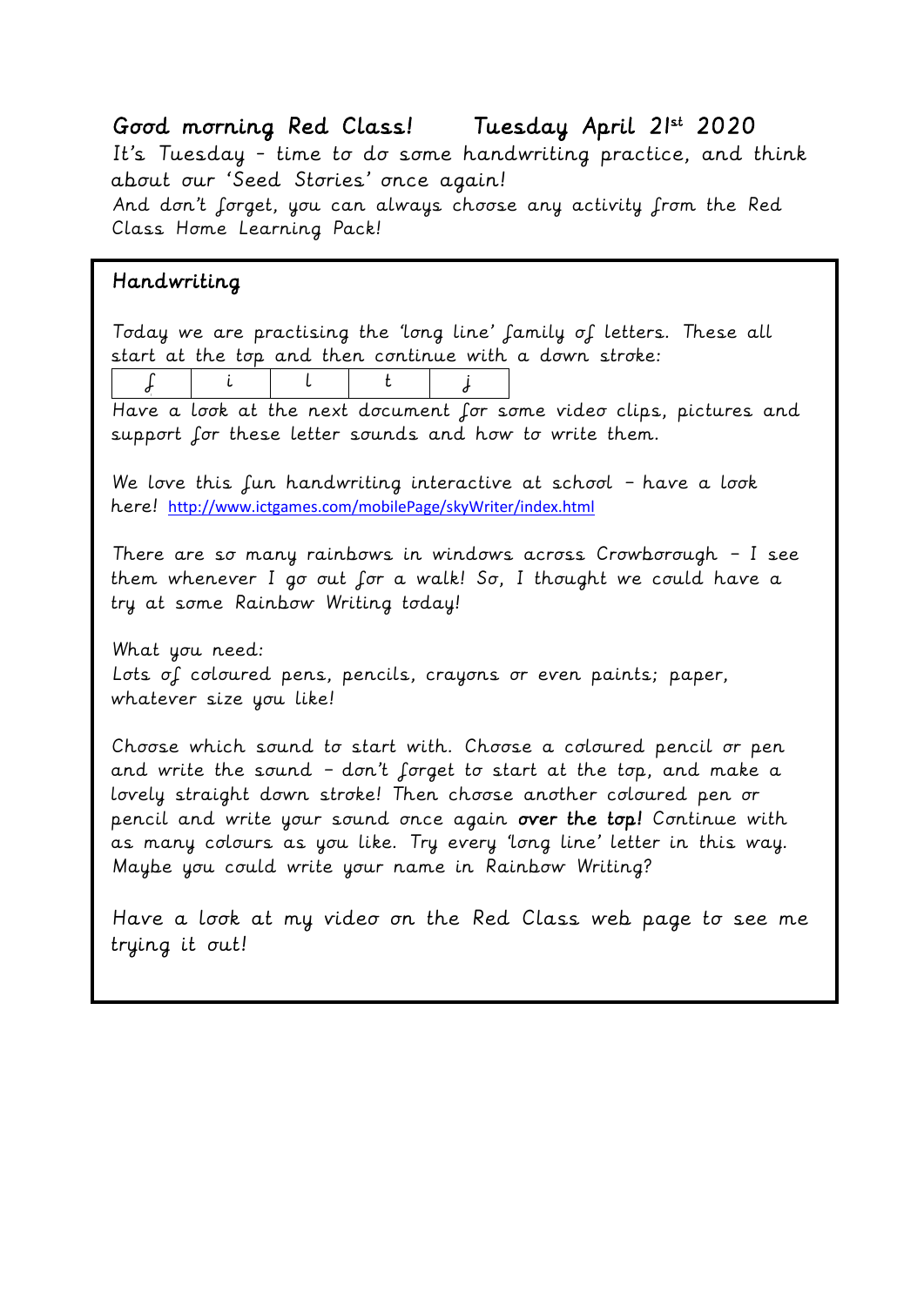Good morning Red Class!    Tuesday April 21st 2020

It's Tuesday – time to do some handwriting practice, and think about our 'Seed Stories' once again!
And don't forget, you can always choose any activity from the Red Class Home Learning Pack!

## Handwriting

Today we are practising the 'long line' family of letters. These all start at the top and then continue with a down stroke:

| f | i | l | t | j |
|---|---|---|---|---|

Have a look at the next document for some video clips, pictures and support for these letter sounds and how to write them.

We love this fun handwriting interactive at school – have a look here! http://www.ictgames.com/mobilePage/skyWriter/index.html

There are so many rainbows in windows across Crowborough – I see them whenever I go out for a walk! So, I thought we could have a try at some Rainbow Writing today!

What you need:
Lots of coloured pens, pencils, crayons or even paints; paper, whatever size you like!

Choose which sound to start with. Choose a coloured pencil or pen and write the sound – don't forget to start at the top, and make a lovely straight down stroke! Then choose another coloured pen or pencil and write your sound once again **over the top!** Continue with as many colours as you like. Try every 'long line' letter in this way. Maybe you could write your name in Rainbow Writing?

Have a look at my video on the Red Class web page to see me trying it out!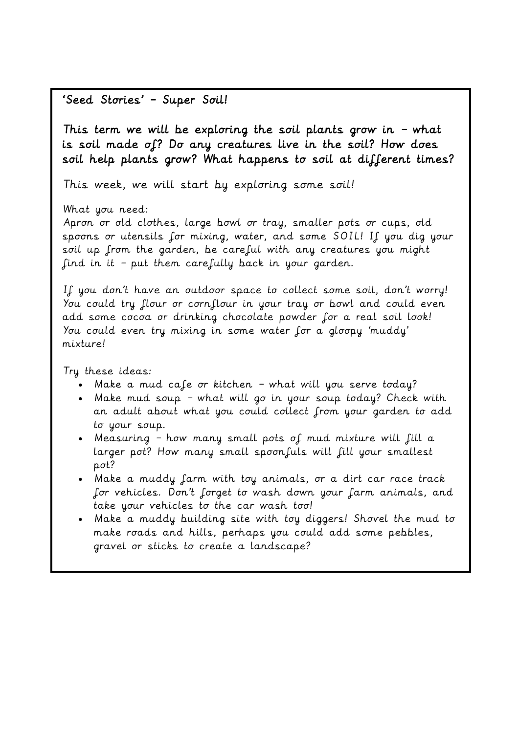## 'Seed Stories' – Super Soil!

**This term we will be exploring the soil plants grow in – what is soil made of? Do any creatures live in the soil? How does soil help plants grow? What happens to soil at different times?**

This week, we will start by exploring some soil!

What you need:

Apron or old clothes, large bowl or tray, smaller pots or cups, old spoons or utensils for mixing, water, and some SOIL! If you dig your soil up from the garden, be careful with any creatures you might find in it – put them carefully back in your garden.

If you don't have an outdoor space to collect some soil, don't worry! You could try flour or cornflour in your tray or bowl and could even add some cocoa or drinking chocolate powder for a real soil look! You could even try mixing in some water for a gloopy 'muddy' mixture!

Try these ideas:

- Make a mud cafe or kitchen – what will you serve today?
- Make mud soup – what will go in your soup today? Check with an adult about what you could collect from your garden to add to your soup.
- Measuring – how many small pots of mud mixture will fill a larger pot? How many small spoonfuls will fill your smallest pot?
- Make a muddy farm with toy animals, or a dirt car race track for vehicles. Don't forget to wash down your farm animals, and take your vehicles to the car wash too!
- Make a muddy building site with toy diggers! Shovel the mud to make roads and hills, perhaps you could add some pebbles, gravel or sticks to create a landscape?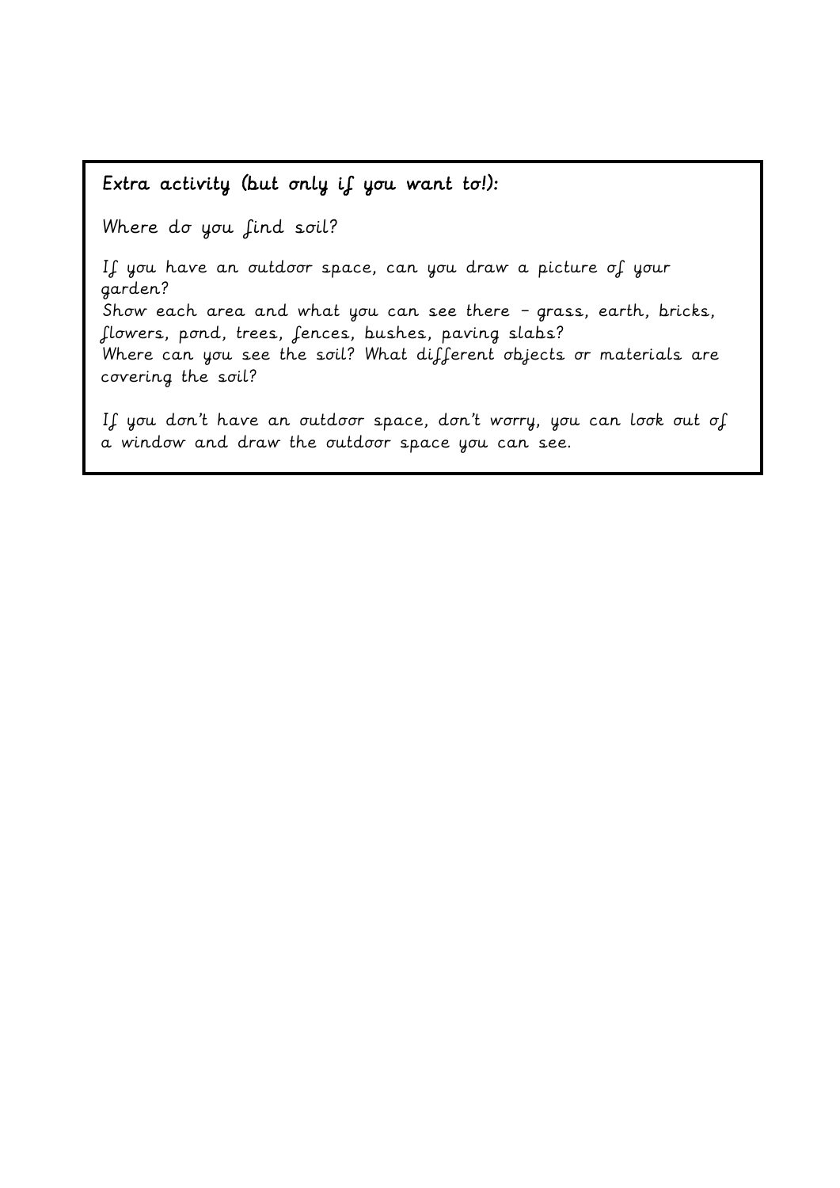**Extra activity (but only if you want to!):**

Where do you find soil?

If you have an outdoor space, can you draw a picture of your garden?
Show each area and what you can see there – grass, earth, bricks, flowers, pond, trees, fences, bushes, paving slabs?
Where can you see the soil? What different objects or materials are covering the soil?

If you don't have an outdoor space, don't worry, you can look out of a window and draw the outdoor space you can see.